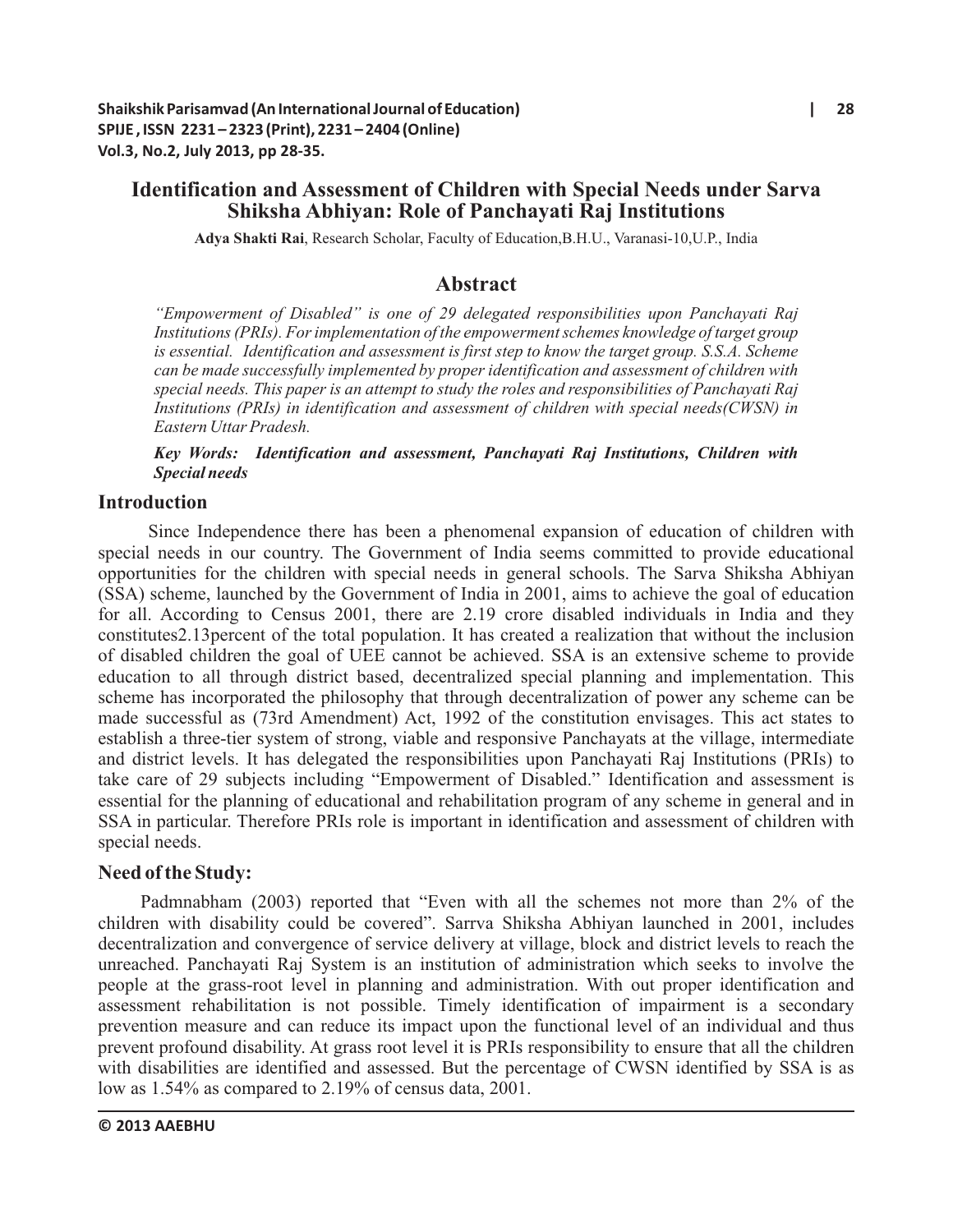# Identification and Assessment of Children with Special Needs under Sarva Shiksha Abhiyan: Role of Panchayati Raj Institutions

**Adya Shakti Rai**, Research Scholar, Faculty of Education,B.H.U., Varanasi-10,U.P., India

## Abstract

*"Empowerment of Disabled" is one of 29 delegated responsibilities upon Panchayati Raj Institutions (PRIs). For implementation of the empowerment schemes knowledge of target group is essential. Identification and assessment is first step to know the target group. S.S.A. Scheme can be made successfully implemented by proper identification and assessment of children with special needs. This paper is an attempt to study the roles and responsibilities of Panchayati Raj Institutions (PRIs) in identification and assessment of children with special needs(CWSN) in Eastern Uttar Pradesh.*

***Key Words:** Identification and assessment, Panchayati Raj Institutions, Children with Special needs*

## Introduction

Since Independence there has been a phenomenal expansion of education of children with special needs in our country. The Government of India seems committed to provide educational opportunities for the children with special needs in general schools. The Sarva Shiksha Abhiyan (SSA) scheme, launched by the Government of India in 2001, aims to achieve the goal of education for all. According to Census 2001, there are 2.19 crore disabled individuals in India and they constitutes2.13percent of the total population. It has created a realization that without the inclusion of disabled children the goal of UEE cannot be achieved. SSA is an extensive scheme to provide education to all through district based, decentralized special planning and implementation. This scheme has incorporated the philosophy that through decentralization of power any scheme can be made successful as (73rd Amendment) Act, 1992 of the constitution envisages. This act states to establish a three-tier system of strong, viable and responsive Panchayats at the village, intermediate and district levels. It has delegated the responsibilities upon Panchayati Raj Institutions (PRIs) to take care of 29 subjects including "Empowerment of Disabled." Identification and assessment is essential for the planning of educational and rehabilitation program of any scheme in general and in SSA in particular. Therefore PRIs role is important in identification and assessment of children with special needs.

## Need of the Study:

Padmnabham (2003) reported that "Even with all the schemes not more than 2% of the children with disability could be covered". Sarrva Shiksha Abhiyan launched in 2001, includes decentralization and convergence of service delivery at village, block and district levels to reach the unreached. Panchayati Raj System is an institution of administration which seeks to involve the people at the grass-root level in planning and administration. With out proper identification and assessment rehabilitation is not possible. Timely identification of impairment is a secondary prevention measure and can reduce its impact upon the functional level of an individual and thus prevent profound disability. At grass root level it is PRIs responsibility to ensure that all the children with disabilities are identified and assessed. But the percentage of CWSN identified by SSA is as low as 1.54% as compared to 2.19% of census data, 2001.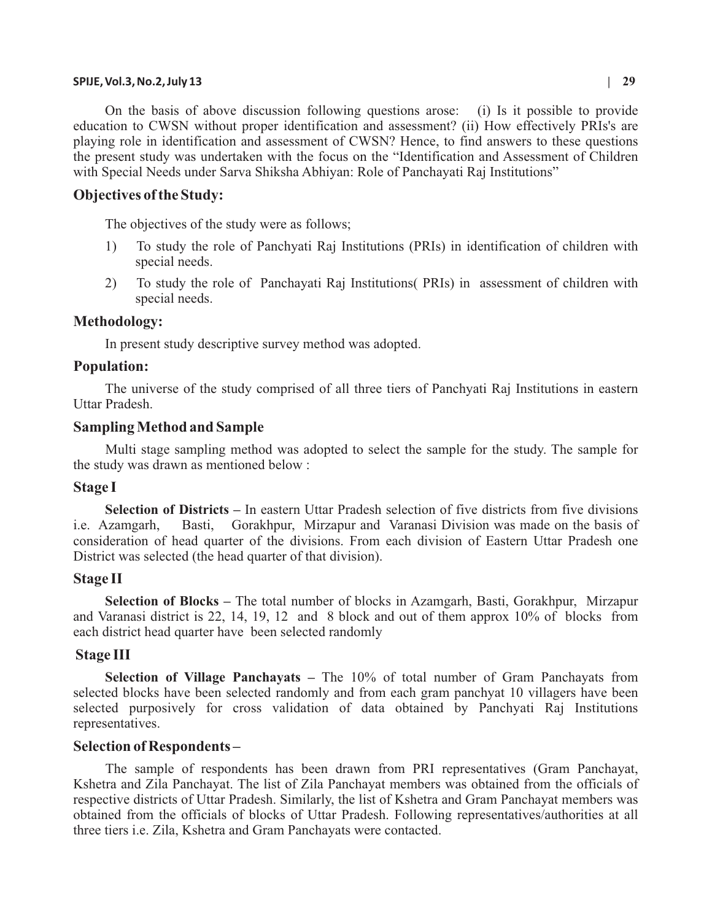On the basis of above discussion following questions arose: (i) Is it possible to provide education to CWSN without proper identification and assessment? (ii) How effectively PRIs's are playing role in identification and assessment of CWSN? Hence, to find answers to these questions the present study was undertaken with the focus on the "Identification and Assessment of Children with Special Needs under Sarva Shiksha Abhiyan: Role of Panchayati Raj Institutions"

## Objectives of the Study:

The objectives of the study were as follows;

1) To study the role of Panchyati Raj Institutions (PRIs) in identification of children with special needs.
2) To study the role of Panchayati Raj Institutions( PRIs) in assessment of children with special needs.

## Methodology:

In present study descriptive survey method was adopted.

## Population:

The universe of the study comprised of all three tiers of Panchyati Raj Institutions in eastern Uttar Pradesh.

## Sampling Method and Sample

Multi stage sampling method was adopted to select the sample for the study. The sample for the study was drawn as mentioned below :

### Stage I

**Selection of Districts –** In eastern Uttar Pradesh selection of five districts from five divisions i.e. Azamgarh, Basti, Gorakhpur, Mirzapur and Varanasi Division was made on the basis of consideration of head quarter of the divisions. From each division of Eastern Uttar Pradesh one District was selected (the head quarter of that division).

### Stage II

**Selection of Blocks –** The total number of blocks in Azamgarh, Basti, Gorakhpur, Mirzapur and Varanasi district is 22, 14, 19, 12 and 8 block and out of them approx 10% of blocks from each district head quarter have been selected randomly

### Stage III

**Selection of Village Panchayats –** The 10% of total number of Gram Panchayats from selected blocks have been selected randomly and from each gram panchyat 10 villagers have been selected purposively for cross validation of data obtained by Panchyati Raj Institutions representatives.

### Selection of Respondents –

The sample of respondents has been drawn from PRI representatives (Gram Panchayat, Kshetra and Zila Panchayat. The list of Zila Panchayat members was obtained from the officials of respective districts of Uttar Pradesh. Similarly, the list of Kshetra and Gram Panchayat members was obtained from the officials of blocks of Uttar Pradesh. Following representatives/authorities at all three tiers i.e. Zila, Kshetra and Gram Panchayats were contacted.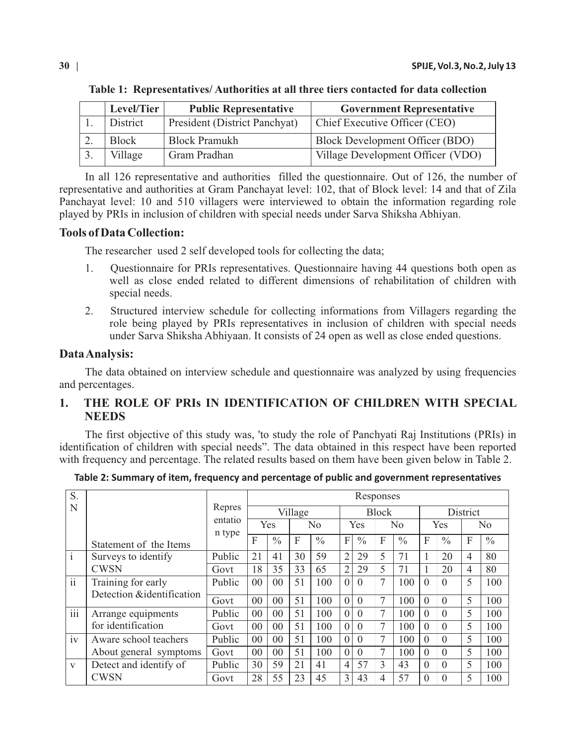**Table 1: Representatives/ Authorities at all three tiers contacted for data collection**

| | Level/Tier | Public Representative | Government Representative |
|---|---|---|---|
| 1. | District | President (District Panchyat) | Chief Executive Officer (CEO) |
| 2. | Block | Block Pramukh | Block Development Officer (BDO) |
| 3. | Village | Gram Pradhan | Village Development Officer (VDO) |

In all 126 representative and authorities filled the questionnaire. Out of 126, the number of representative and authorities at Gram Panchayat level: 102, that of Block level: 14 and that of Zila Panchayat level: 10 and 510 villagers were interviewed to obtain the information regarding role played by PRIs in inclusion of children with special needs under Sarva Shiksha Abhiyan.

## Tools of Data Collection:

The researcher used 2 self developed tools for collecting the data;

1. Questionnaire for PRIs representatives. Questionnaire having 44 questions both open as well as close ended related to different dimensions of rehabilitation of children with special needs.
2. Structured interview schedule for collecting informations from Villagers regarding the role being played by PRIs representatives in inclusion of children with special needs under Sarva Shiksha Abhiyaan. It consists of 24 open as well as close ended questions.

## Data Analysis:

The data obtained on interview schedule and questionnaire was analyzed by using frequencies and percentages.

## 1. THE ROLE OF PRIs IN IDENTIFICATION OF CHILDREN WITH SPECIAL NEEDS

The first objective of this study was, 'to study the role of Panchyati Raj Institutions (PRIs) in identification of children with special needs". The data obtained in this respect have been reported with frequency and percentage. The related results based on them have been given below in Table 2.

**Table 2: Summary of item, frequency and percentage of public and government representatives**

| S. N | Statement of the Items | Representation type | Responses | | | | | | | | | | | |
|---|---|---|---|---|---|---|---|---|---|---|---|---|---|---|
| | | | Village | | | | Block | | | | District | | | |
| | | | Yes | | No | | Yes | | No | | Yes | | No | |
| | | | F | % | F | % | F | % | F | % | F | % | F | % |
| i | Surveys to identify CWSN | Public | 21 | 41 | 30 | 59 | 2 | 29 | 5 | 71 | 1 | 20 | 4 | 80 |
| | | Govt | 18 | 35 | 33 | 65 | 2 | 29 | 5 | 71 | 1 | 20 | 4 | 80 |
| ii | Training for early Detection &identification | Public | 00 | 00 | 51 | 100 | 0 | 0 | 7 | 100 | 0 | 0 | 5 | 100 |
| | | Govt | 00 | 00 | 51 | 100 | 0 | 0 | 7 | 100 | 0 | 0 | 5 | 100 |
| iii | Arrange equipments for identification | Public | 00 | 00 | 51 | 100 | 0 | 0 | 7 | 100 | 0 | 0 | 5 | 100 |
| | | Govt | 00 | 00 | 51 | 100 | 0 | 0 | 7 | 100 | 0 | 0 | 5 | 100 |
| iv | Aware school teachers About general symptoms | Public | 00 | 00 | 51 | 100 | 0 | 0 | 7 | 100 | 0 | 0 | 5 | 100 |
| | | Govt | 00 | 00 | 51 | 100 | 0 | 0 | 7 | 100 | 0 | 0 | 5 | 100 |
| v | Detect and identify of CWSN | Public | 30 | 59 | 21 | 41 | 4 | 57 | 3 | 43 | 0 | 0 | 5 | 100 |
| | | Govt | 28 | 55 | 23 | 45 | 3 | 43 | 4 | 57 | 0 | 0 | 5 | 100 |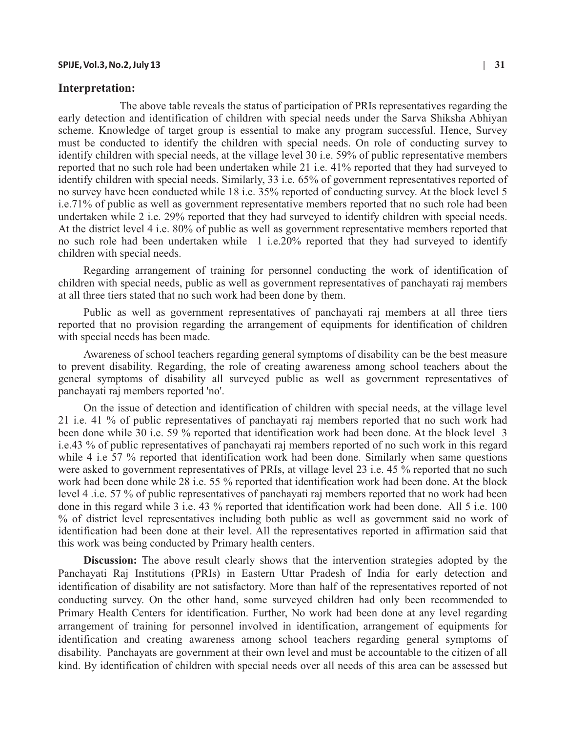## Interpretation:

The above table reveals the status of participation of PRIs representatives regarding the early detection and identification of children with special needs under the Sarva Shiksha Abhiyan scheme. Knowledge of target group is essential to make any program successful. Hence, Survey must be conducted to identify the children with special needs. On role of conducting survey to identify children with special needs, at the village level 30 i.e. 59% of public representative members reported that no such role had been undertaken while 21 i.e. 41% reported that they had surveyed to identify children with special needs. Similarly, 33 i.e. 65% of government representatives reported of no survey have been conducted while 18 i.e. 35% reported of conducting survey. At the block level 5 i.e.71% of public as well as government representative members reported that no such role had been undertaken while 2 i.e. 29% reported that they had surveyed to identify children with special needs. At the district level 4 i.e. 80% of public as well as government representative members reported that no such role had been undertaken while 1 i.e.20% reported that they had surveyed to identify children with special needs.

Regarding arrangement of training for personnel conducting the work of identification of children with special needs, public as well as government representatives of panchayati raj members at all three tiers stated that no such work had been done by them.

Public as well as government representatives of panchayati raj members at all three tiers reported that no provision regarding the arrangement of equipments for identification of children with special needs has been made.

Awareness of school teachers regarding general symptoms of disability can be the best measure to prevent disability. Regarding, the role of creating awareness among school teachers about the general symptoms of disability all surveyed public as well as government representatives of panchayati raj members reported 'no'.

On the issue of detection and identification of children with special needs, at the village level 21 i.e. 41 % of public representatives of panchayati raj members reported that no such work had been done while 30 i.e. 59 % reported that identification work had been done. At the block level 3 i.e.43 % of public representatives of panchayati raj members reported of no such work in this regard while 4 i.e 57 % reported that identification work had been done. Similarly when same questions were asked to government representatives of PRIs, at village level 23 i.e. 45 % reported that no such work had been done while 28 i.e. 55 % reported that identification work had been done. At the block level 4 .i.e. 57 % of public representatives of panchayati raj members reported that no work had been done in this regard while 3 i.e. 43 % reported that identification work had been done. All 5 i.e. 100 % of district level representatives including both public as well as government said no work of identification had been done at their level. All the representatives reported in affirmation said that this work was being conducted by Primary health centers.

**Discussion:** The above result clearly shows that the intervention strategies adopted by the Panchayati Raj Institutions (PRIs) in Eastern Uttar Pradesh of India for early detection and identification of disability are not satisfactory. More than half of the representatives reported of not conducting survey. On the other hand, some surveyed children had only been recommended to Primary Health Centers for identification. Further, No work had been done at any level regarding arrangement of training for personnel involved in identification, arrangement of equipments for identification and creating awareness among school teachers regarding general symptoms of disability. Panchayats are government at their own level and must be accountable to the citizen of all kind. By identification of children with special needs over all needs of this area can be assessed but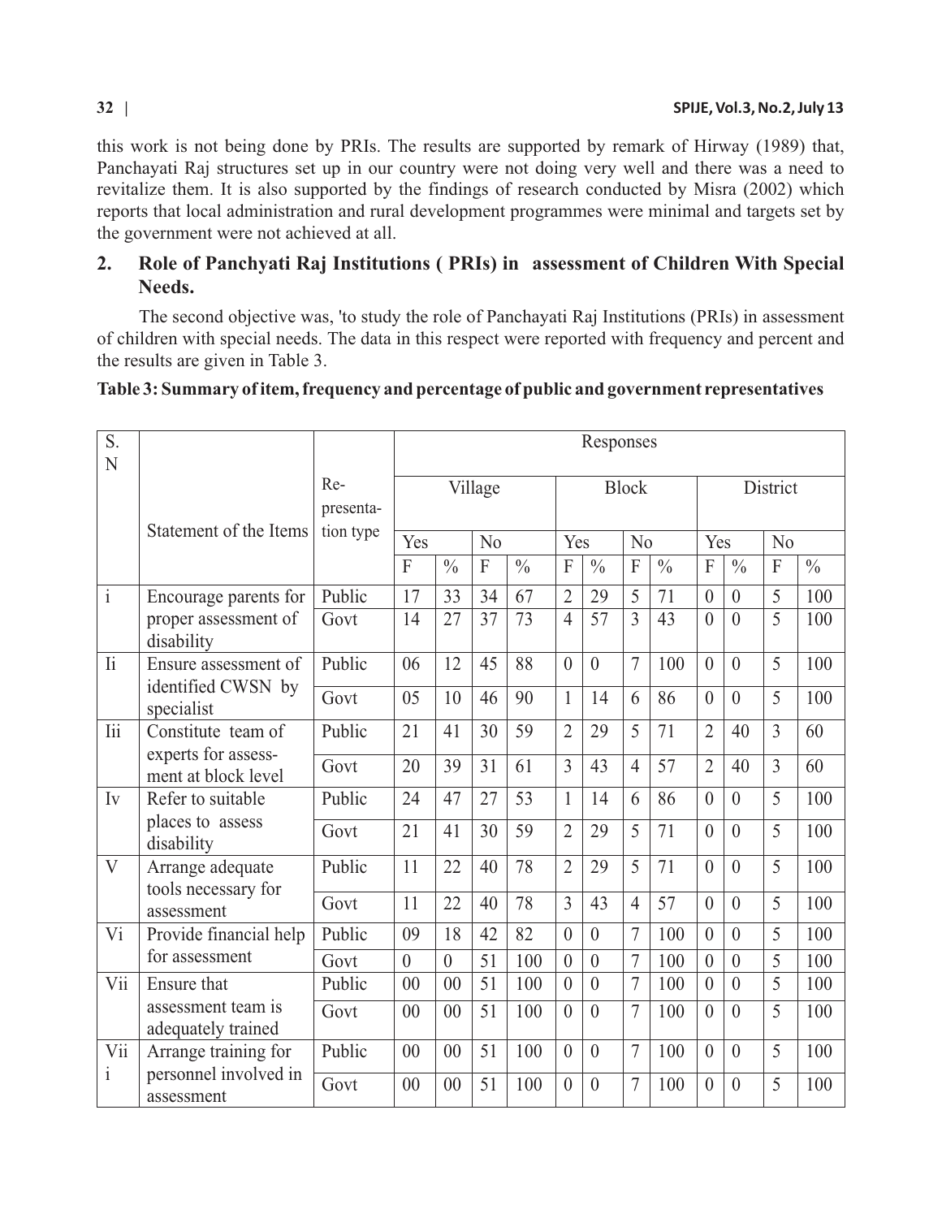this work is not being done by PRIs. The results are supported by remark of Hirway (1989) that, Panchayati Raj structures set up in our country were not doing very well and there was a need to revitalize them. It is also supported by the findings of research conducted by Misra (2002) which reports that local administration and rural development programmes were minimal and targets set by the government were not achieved at all.

## 2. Role of Panchyati Raj Institutions ( PRIs) in assessment of Children With Special Needs.

The second objective was, 'to study the role of Panchayati Raj Institutions (PRIs) in assessment of children with special needs. The data in this respect were reported with frequency and percent and the results are given in Table 3.

**Table 3: Summary of item, frequency and percentage of public and government representatives**

| S. N | Statement of the Items | Re-presenta-tion type | Responses | | | | | | | | | | | |
|---|---|---|---|---|---|---|---|---|---|---|---|---|---|---|
| | | | Village | | | | Block | | | | District | | | |
| | | | Yes | | No | | Yes | | No | | Yes | | No | |
| | | | F | % | F | % | F | % | F | % | F | % | F | % |
| i | Encourage parents for proper assessment of disability | Public | 17 | 33 | 34 | 67 | 2 | 29 | 5 | 71 | 0 | 0 | 5 | 100 |
| | | Govt | 14 | 27 | 37 | 73 | 4 | 57 | 3 | 43 | 0 | 0 | 5 | 100 |
| Ii | Ensure assessment of identified CWSN by specialist | Public | 06 | 12 | 45 | 88 | 0 | 0 | 7 | 100 | 0 | 0 | 5 | 100 |
| | | Govt | 05 | 10 | 46 | 90 | 1 | 14 | 6 | 86 | 0 | 0 | 5 | 100 |
| Iii | Constitute team of experts for assessment at block level | Public | 21 | 41 | 30 | 59 | 2 | 29 | 5 | 71 | 2 | 40 | 3 | 60 |
| | | Govt | 20 | 39 | 31 | 61 | 3 | 43 | 4 | 57 | 2 | 40 | 3 | 60 |
| Iv | Refer to suitable places to assess disability | Public | 24 | 47 | 27 | 53 | 1 | 14 | 6 | 86 | 0 | 0 | 5 | 100 |
| | | Govt | 21 | 41 | 30 | 59 | 2 | 29 | 5 | 71 | 0 | 0 | 5 | 100 |
| V | Arrange adequate tools necessary for assessment | Public | 11 | 22 | 40 | 78 | 2 | 29 | 5 | 71 | 0 | 0 | 5 | 100 |
| | | Govt | 11 | 22 | 40 | 78 | 3 | 43 | 4 | 57 | 0 | 0 | 5 | 100 |
| Vi | Provide financial help for assessment | Public | 09 | 18 | 42 | 82 | 0 | 0 | 7 | 100 | 0 | 0 | 5 | 100 |
| | | Govt | 0 | 0 | 51 | 100 | 0 | 0 | 7 | 100 | 0 | 0 | 5 | 100 |
| Vii | Ensure that assessment team is adequately trained | Public | 00 | 00 | 51 | 100 | 0 | 0 | 7 | 100 | 0 | 0 | 5 | 100 |
| | | Govt | 00 | 00 | 51 | 100 | 0 | 0 | 7 | 100 | 0 | 0 | 5 | 100 |
| Viii | Arrange training for personnel involved in assessment | Public | 00 | 00 | 51 | 100 | 0 | 0 | 7 | 100 | 0 | 0 | 5 | 100 |
| | | Govt | 00 | 00 | 51 | 100 | 0 | 0 | 7 | 100 | 0 | 0 | 5 | 100 |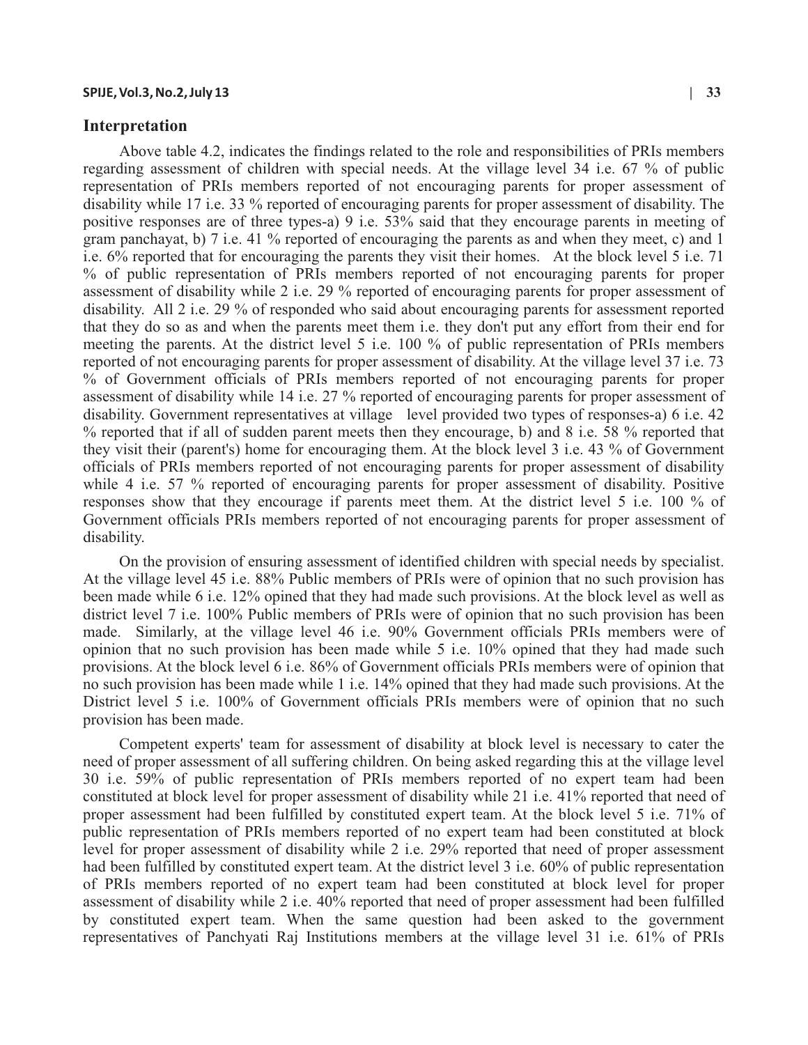## Interpretation

Above table 4.2, indicates the findings related to the role and responsibilities of PRIs members regarding assessment of children with special needs. At the village level 34 i.e. 67 % of public representation of PRIs members reported of not encouraging parents for proper assessment of disability while 17 i.e. 33 % reported of encouraging parents for proper assessment of disability. The positive responses are of three types-a) 9 i.e. 53% said that they encourage parents in meeting of gram panchayat, b) 7 i.e. 41 % reported of encouraging the parents as and when they meet, c) and 1 i.e. 6% reported that for encouraging the parents they visit their homes. At the block level 5 i.e. 71 % of public representation of PRIs members reported of not encouraging parents for proper assessment of disability while 2 i.e. 29 % reported of encouraging parents for proper assessment of disability. All 2 i.e. 29 % of responded who said about encouraging parents for assessment reported that they do so as and when the parents meet them i.e. they don't put any effort from their end for meeting the parents. At the district level 5 i.e. 100 % of public representation of PRIs members reported of not encouraging parents for proper assessment of disability. At the village level 37 i.e. 73 % of Government officials of PRIs members reported of not encouraging parents for proper assessment of disability while 14 i.e. 27 % reported of encouraging parents for proper assessment of disability. Government representatives at village level provided two types of responses-a) 6 i.e. 42 % reported that if all of sudden parent meets then they encourage, b) and 8 i.e. 58 % reported that they visit their (parent's) home for encouraging them. At the block level 3 i.e. 43 % of Government officials of PRIs members reported of not encouraging parents for proper assessment of disability while 4 i.e. 57 % reported of encouraging parents for proper assessment of disability. Positive responses show that they encourage if parents meet them. At the district level 5 i.e. 100 % of Government officials PRIs members reported of not encouraging parents for proper assessment of disability.

On the provision of ensuring assessment of identified children with special needs by specialist. At the village level 45 i.e. 88% Public members of PRIs were of opinion that no such provision has been made while 6 i.e. 12% opined that they had made such provisions. At the block level as well as district level 7 i.e. 100% Public members of PRIs were of opinion that no such provision has been made. Similarly, at the village level 46 i.e. 90% Government officials PRIs members were of opinion that no such provision has been made while 5 i.e. 10% opined that they had made such provisions. At the block level 6 i.e. 86% of Government officials PRIs members were of opinion that no such provision has been made while 1 i.e. 14% opined that they had made such provisions. At the District level 5 i.e. 100% of Government officials PRIs members were of opinion that no such provision has been made.

Competent experts' team for assessment of disability at block level is necessary to cater the need of proper assessment of all suffering children. On being asked regarding this at the village level 30 i.e. 59% of public representation of PRIs members reported of no expert team had been constituted at block level for proper assessment of disability while 21 i.e. 41% reported that need of proper assessment had been fulfilled by constituted expert team. At the block level 5 i.e. 71% of public representation of PRIs members reported of no expert team had been constituted at block level for proper assessment of disability while 2 i.e. 29% reported that need of proper assessment had been fulfilled by constituted expert team. At the district level 3 i.e. 60% of public representation of PRIs members reported of no expert team had been constituted at block level for proper assessment of disability while 2 i.e. 40% reported that need of proper assessment had been fulfilled by constituted expert team. When the same question had been asked to the government representatives of Panchyati Raj Institutions members at the village level 31 i.e. 61% of PRIs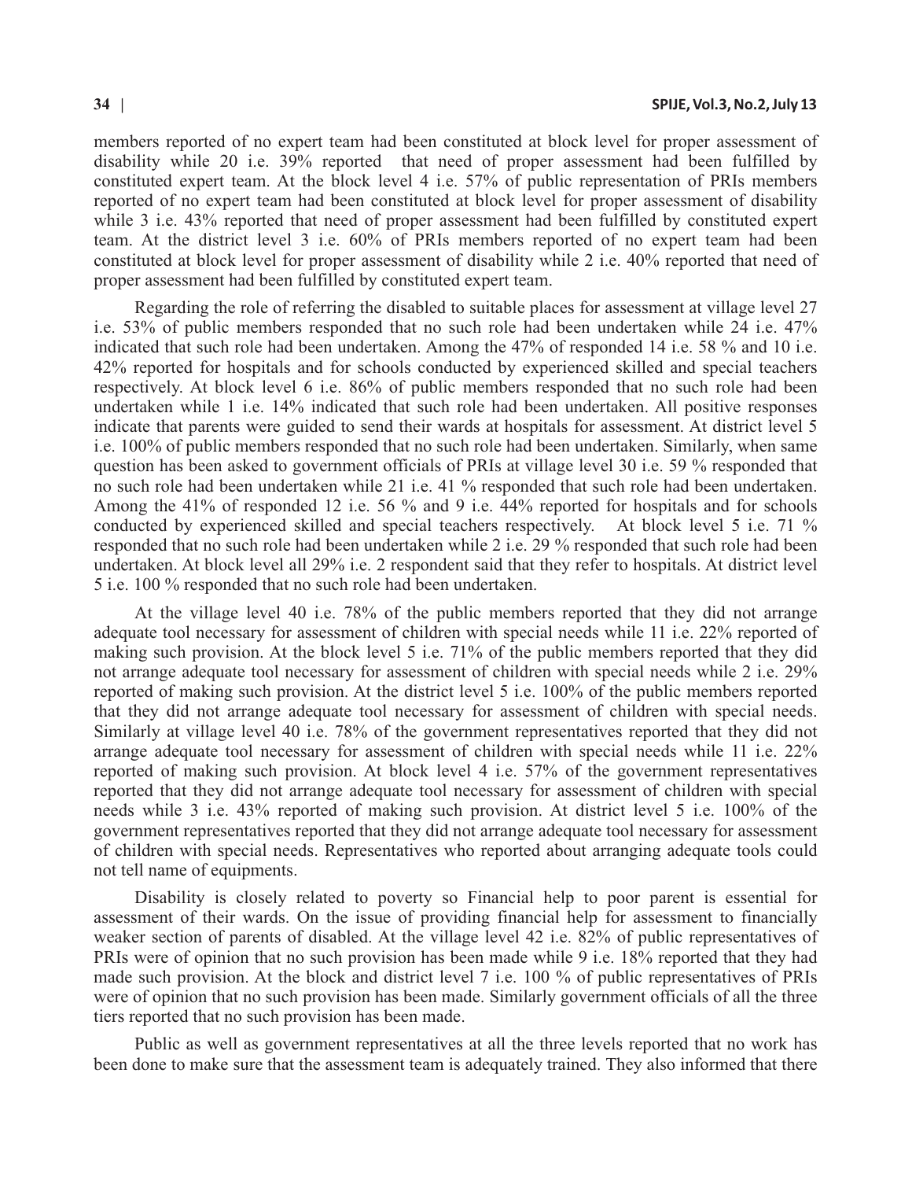members reported of no expert team had been constituted at block level for proper assessment of disability while 20 i.e. 39% reported that need of proper assessment had been fulfilled by constituted expert team. At the block level 4 i.e. 57% of public representation of PRIs members reported of no expert team had been constituted at block level for proper assessment of disability while 3 i.e. 43% reported that need of proper assessment had been fulfilled by constituted expert team. At the district level 3 i.e. 60% of PRIs members reported of no expert team had been constituted at block level for proper assessment of disability while 2 i.e. 40% reported that need of proper assessment had been fulfilled by constituted expert team.

Regarding the role of referring the disabled to suitable places for assessment at village level 27 i.e. 53% of public members responded that no such role had been undertaken while 24 i.e. 47% indicated that such role had been undertaken. Among the 47% of responded 14 i.e. 58 % and 10 i.e. 42% reported for hospitals and for schools conducted by experienced skilled and special teachers respectively. At block level 6 i.e. 86% of public members responded that no such role had been undertaken while 1 i.e. 14% indicated that such role had been undertaken. All positive responses indicate that parents were guided to send their wards at hospitals for assessment. At district level 5 i.e. 100% of public members responded that no such role had been undertaken. Similarly, when same question has been asked to government officials of PRIs at village level 30 i.e. 59 % responded that no such role had been undertaken while 21 i.e. 41 % responded that such role had been undertaken. Among the 41% of responded 12 i.e. 56 % and 9 i.e. 44% reported for hospitals and for schools conducted by experienced skilled and special teachers respectively. At block level 5 i.e. 71 % responded that no such role had been undertaken while 2 i.e. 29 % responded that such role had been undertaken. At block level all 29% i.e. 2 respondent said that they refer to hospitals. At district level 5 i.e. 100 % responded that no such role had been undertaken.

At the village level 40 i.e. 78% of the public members reported that they did not arrange adequate tool necessary for assessment of children with special needs while 11 i.e. 22% reported of making such provision. At the block level 5 i.e. 71% of the public members reported that they did not arrange adequate tool necessary for assessment of children with special needs while 2 i.e. 29% reported of making such provision. At the district level 5 i.e. 100% of the public members reported that they did not arrange adequate tool necessary for assessment of children with special needs. Similarly at village level 40 i.e. 78% of the government representatives reported that they did not arrange adequate tool necessary for assessment of children with special needs while 11 i.e. 22% reported of making such provision. At block level 4 i.e. 57% of the government representatives reported that they did not arrange adequate tool necessary for assessment of children with special needs while 3 i.e. 43% reported of making such provision. At district level 5 i.e. 100% of the government representatives reported that they did not arrange adequate tool necessary for assessment of children with special needs. Representatives who reported about arranging adequate tools could not tell name of equipments.

Disability is closely related to poverty so Financial help to poor parent is essential for assessment of their wards. On the issue of providing financial help for assessment to financially weaker section of parents of disabled. At the village level 42 i.e. 82% of public representatives of PRIs were of opinion that no such provision has been made while 9 i.e. 18% reported that they had made such provision. At the block and district level 7 i.e. 100 % of public representatives of PRIs were of opinion that no such provision has been made. Similarly government officials of all the three tiers reported that no such provision has been made.

Public as well as government representatives at all the three levels reported that no work has been done to make sure that the assessment team is adequately trained. They also informed that there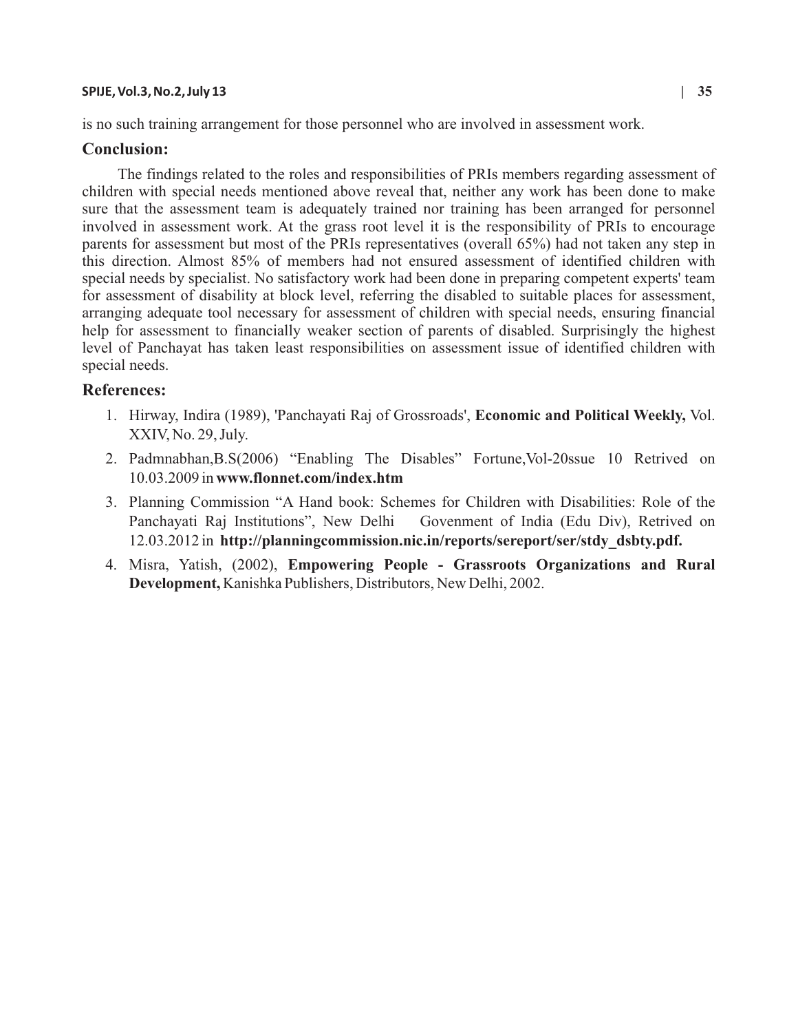is no such training arrangement for those personnel who are involved in assessment work.

## Conclusion:

The findings related to the roles and responsibilities of PRIs members regarding assessment of children with special needs mentioned above reveal that, neither any work has been done to make sure that the assessment team is adequately trained nor training has been arranged for personnel involved in assessment work. At the grass root level it is the responsibility of PRIs to encourage parents for assessment but most of the PRIs representatives (overall 65%) had not taken any step in this direction. Almost 85% of members had not ensured assessment of identified children with special needs by specialist. No satisfactory work had been done in preparing competent experts' team for assessment of disability at block level, referring the disabled to suitable places for assessment, arranging adequate tool necessary for assessment of children with special needs, ensuring financial help for assessment to financially weaker section of parents of disabled. Surprisingly the highest level of Panchayat has taken least responsibilities on assessment issue of identified children with special needs.

## References:

1. Hirway, Indira (1989), 'Panchayati Raj of Grossroads', **Economic and Political Weekly,** Vol. XXIV, No. 29, July.
2. Padmnabhan,B.S(2006) "Enabling The Disables" Fortune,Vol-20ssue 10 Retrived on 10.03.2009 in **www.flonnet.com/index.htm**
3. Planning Commission "A Hand book: Schemes for Children with Disabilities: Role of the Panchayati Raj Institutions", New Delhi Govenment of India (Edu Div), Retrived on 12.03.2012 in **http://planningcommission.nic.in/reports/sereport/ser/stdy_dsbty.pdf.**
4. Misra, Yatish, (2002), **Empowering People - Grassroots Organizations and Rural Development,** Kanishka Publishers, Distributors, New Delhi, 2002.